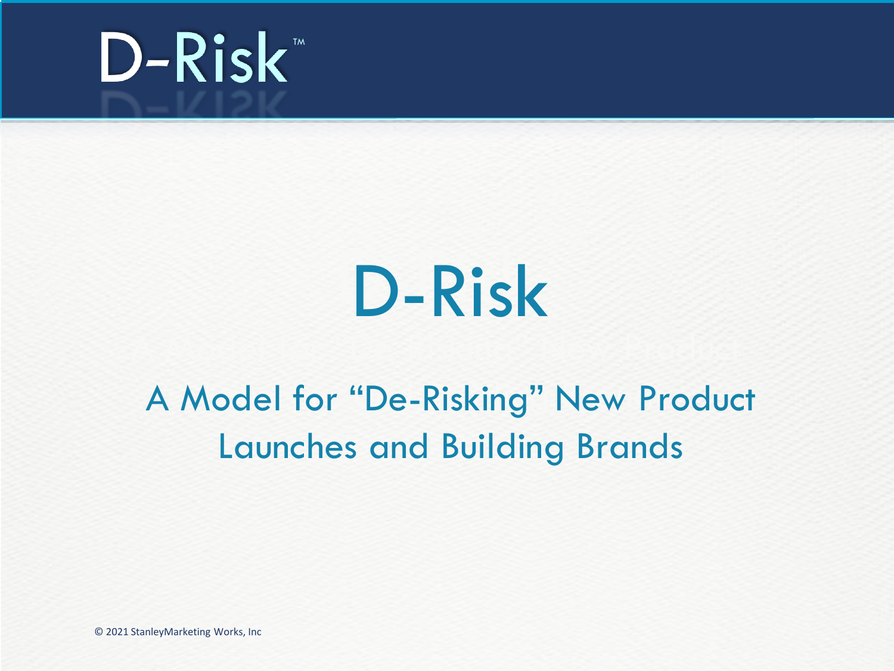# D-Risk

## A Model for "De-Risking" New Product Launches and Building Brands

© 2021 StanleyMarketing Works, Inc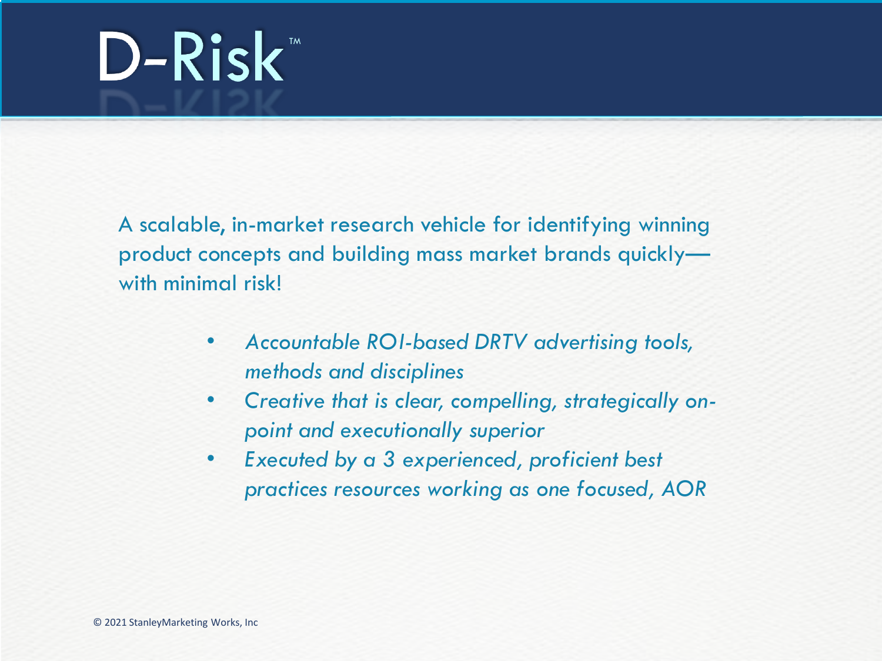# D-Risk™

A scalable, in-market research vehicle for identifying winning product concepts and building mass market brands quickly—with minimal risk!

- *Accountable ROI-based DRTV advertising tools, methods and disciplines*
- *Creative that is clear, compelling, strategically on-point and executionally superior*
- *Executed by a 3 experienced, proficient best practices resources working as one focused, AOR*

© 2021 StanleyMarketing Works, Inc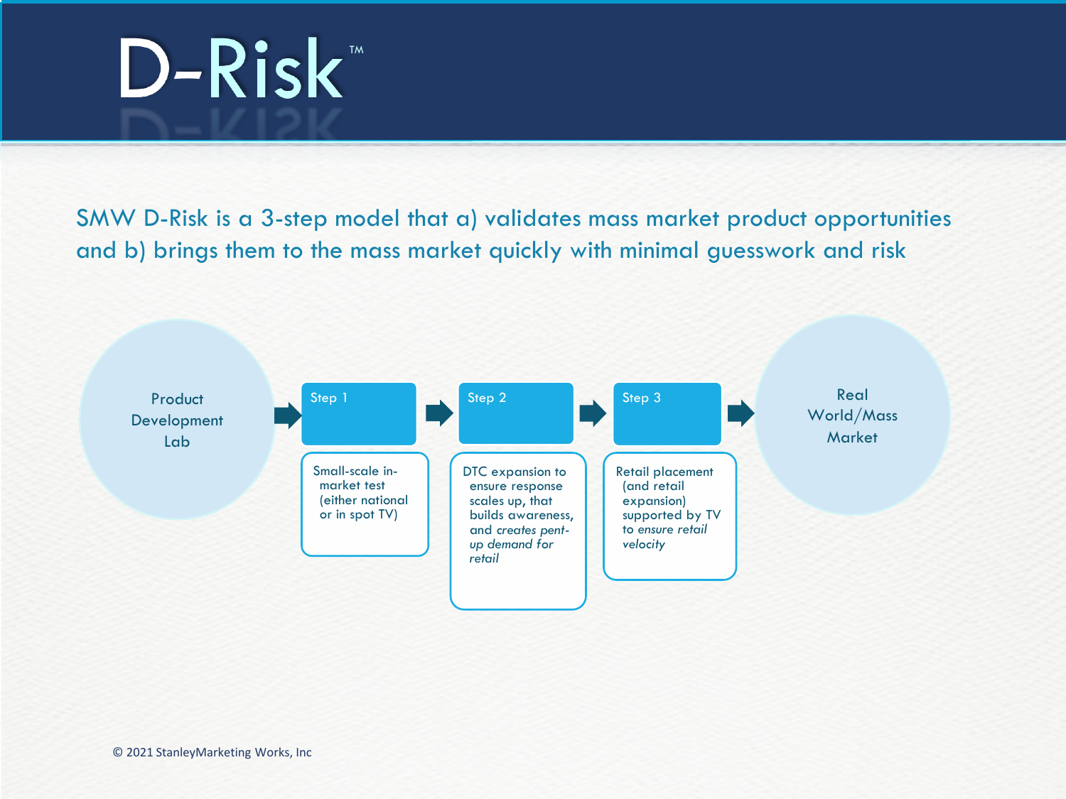# D-Risk™

SMW D-Risk is a 3-step model that a) validates mass market product opportunities and b) brings them to the mass market quickly with minimal guesswork and risk

Product Development Lab → **Step 1** → **Step 2** → **Step 3** → Real World/Mass Market

- **Step 1**: Small-scale in-market test (either national or in spot TV)
- **Step 2**: DTC expansion to ensure response scales up, that builds awareness, and *creates pent-up demand for retail*
- **Step 3**: Retail placement (and retail expansion) supported by TV to *ensure retail velocity*

© 2021 StanleyMarketing Works, Inc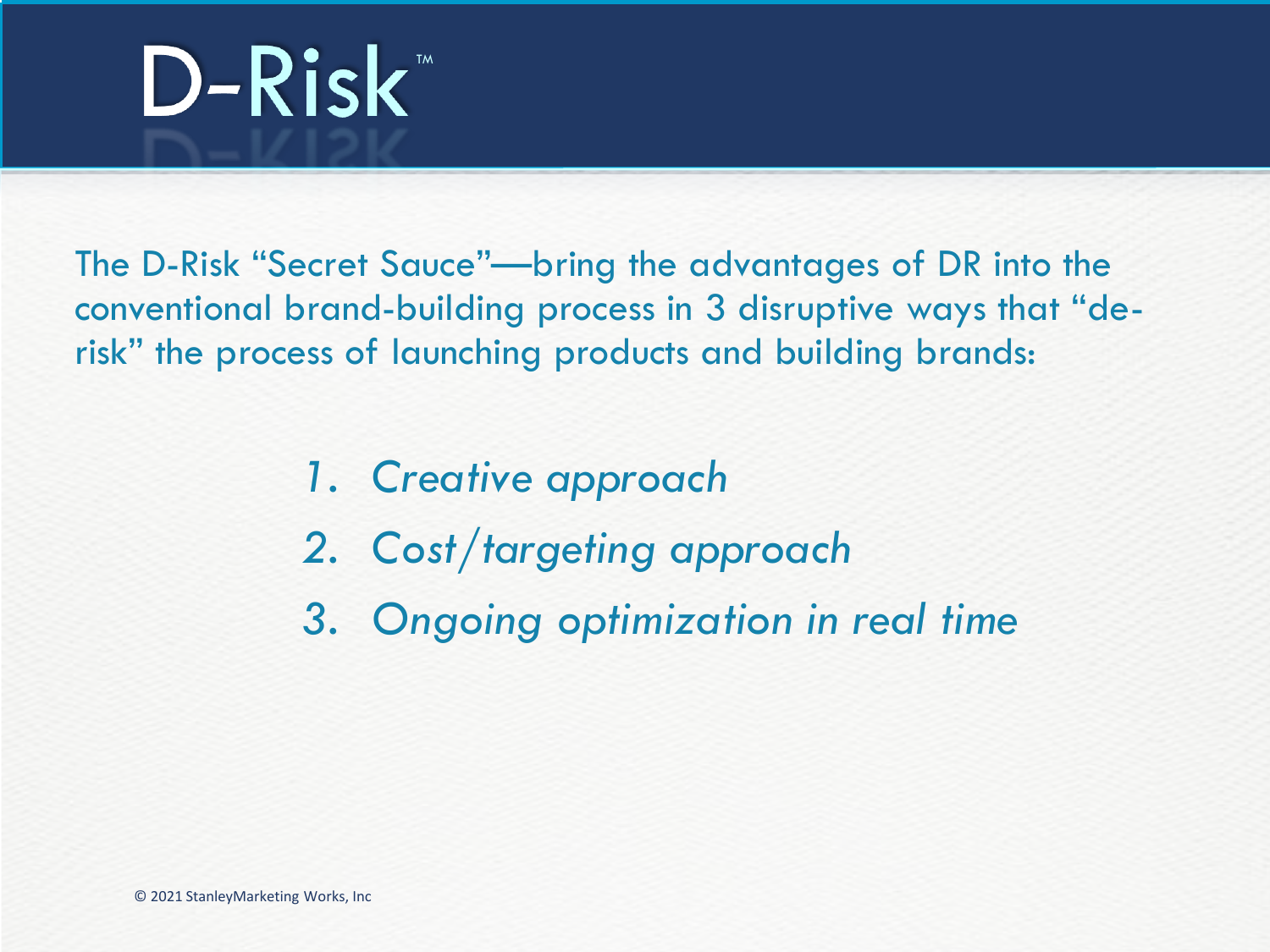# D-Risk™

The D-Risk "Secret Sauce"—bring the advantages of DR into the conventional brand-building process in 3 disruptive ways that "de-risk" the process of launching products and building brands:

1. *Creative approach*
2. *Cost/targeting approach*
3. *Ongoing optimization in real time*

© 2021 StanleyMarketing Works, Inc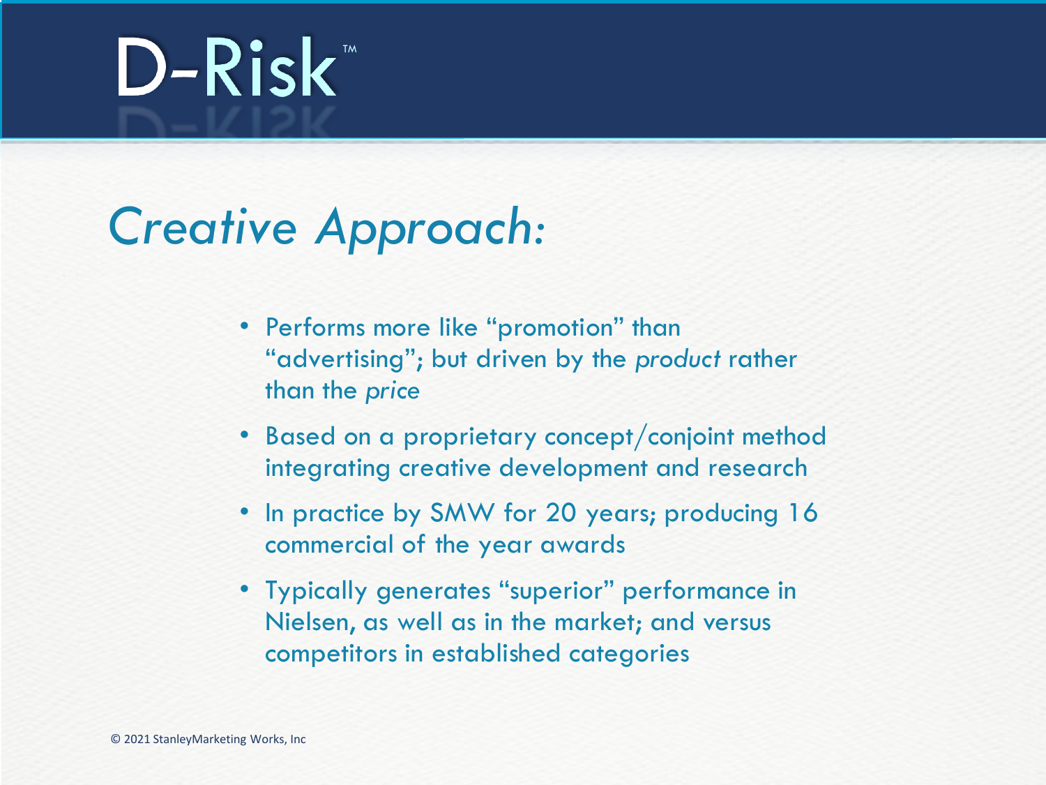# D-Risk™

## *Creative Approach:*

- Performs more like "promotion" than "advertising"; but driven by the *product* rather than the *price*
- Based on a proprietary concept/conjoint method integrating creative development and research
- In practice by SMW for 20 years; producing 16 commercial of the year awards
- Typically generates "superior" performance in Nielsen, as well as in the market; and versus competitors in established categories

© 2021 StanleyMarketing Works, Inc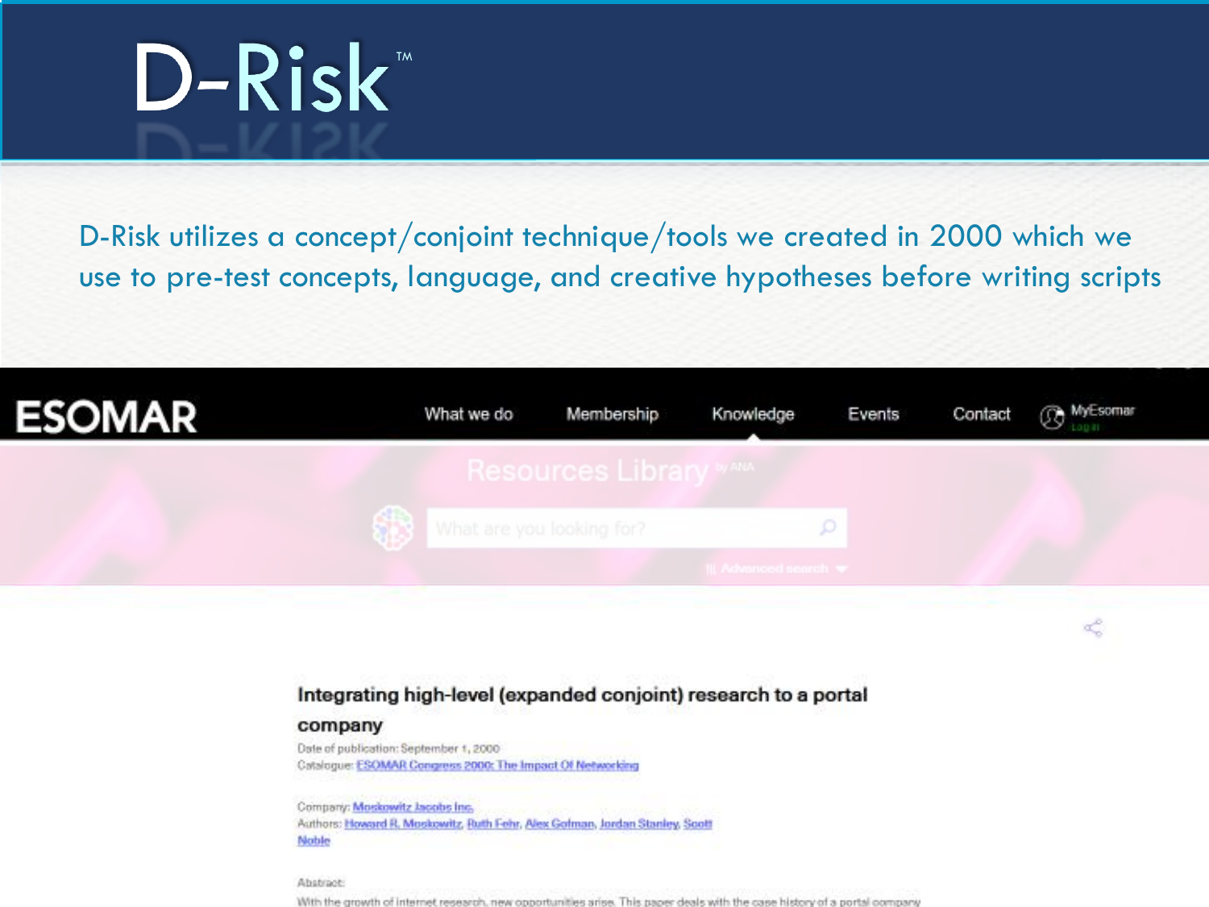# D-Risk™

D-Risk utilizes a concept/conjoint technique/tools we created in 2000 which we use to pre-test concepts, language, and creative hypotheses before writing scripts

ESOMAR

What we do | Membership | Knowledge | Events | Contact | MyEsomar Log in

Resources Library by ANA

What are you looking for?

Advanced search

## Integrating high-level (expanded conjoint) research to a portal company

Date of publication: September 1, 2000

Catalogue: ESOMAR Congress 2000: The Impact Of Networking

Company: Moskowitz Jacobs Inc.

Authors: Howard R. Moskowitz, Ruth Fehr, Alex Gofman, Jordan Stanley, Scott Noble

Abstract:

With the growth of internet research, new opportunities arise. This paper deals with the case history of a portal company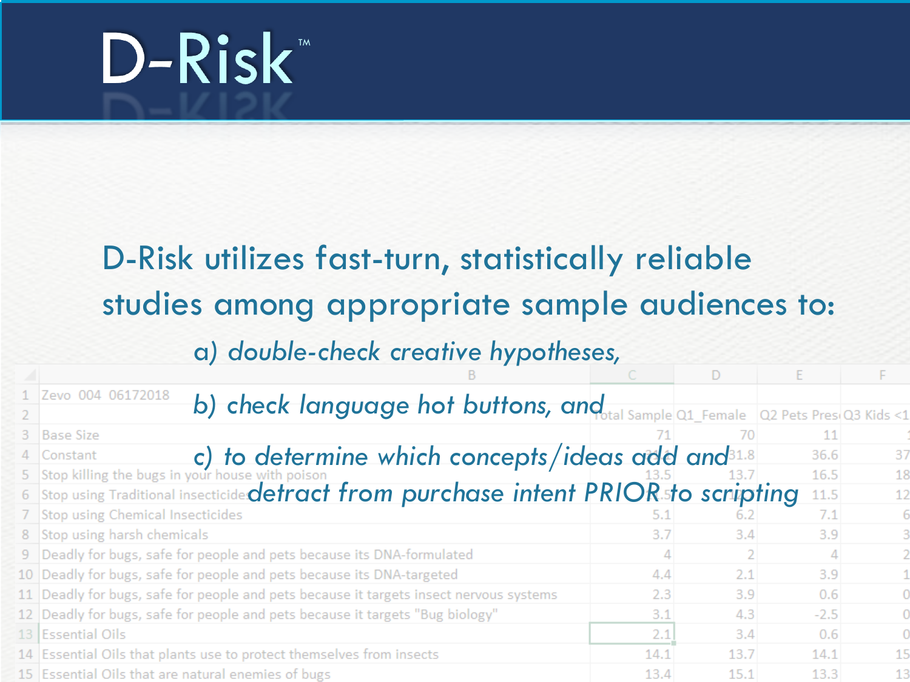# D-Risk™

D-Risk utilizes fast-turn, statistically reliable studies among appropriate sample audiences to:

*a) double-check creative hypotheses,*

*b) check language hot buttons, and*

*c) to determine which concepts/ideas add and detract from purchase intent PRIOR to scripting*

| | B | C | D | E | F |
|---|---|---|---|---|---|
| 1 | Zevo 004 06172018 | | | | |
| 2 | | Total Sample | Q1_Female | Q2 Pets Pres | Q3 Kids <1 |
| 3 | Base Size | 71 | 70 | 11 | |
| 4 | Constant | | 31.8 | 36.6 | 37 |
| 5 | Stop killing the bugs in your house with poison | 13.5 | 13.7 | 16.5 | 18 |
| 6 | Stop using Traditional insecticides | | | 11.5 | 12 |
| 7 | Stop using Chemical Insecticides | 5.1 | 6.2 | 7.1 | 6 |
| 8 | Stop using harsh chemicals | 3.7 | 3.4 | 3.9 | 3 |
| 9 | Deadly for bugs, safe for people and pets because its DNA-formulated | 4 | 2 | 4 | 2 |
| 10 | Deadly for bugs, safe for people and pets because its DNA-targeted | 4.4 | 2.1 | 3.9 | 1 |
| 11 | Deadly for bugs, safe for people and pets because it targets insect nervous systems | 2.3 | 3.9 | 0.6 | 0 |
| 12 | Deadly for bugs, safe for people and pets because it targets "Bug biology" | 3.1 | 4.3 | -2.5 | 0 |
| 13 | Essential Oils | 2.1 | 3.4 | 0.6 | 0 |
| 14 | Essential Oils that plants use to protect themselves from insects | 14.1 | 13.7 | 14.1 | 15 |
| 15 | Essential Oils that are natural enemies of bugs | 13.4 | 15.1 | 13.3 | 13 |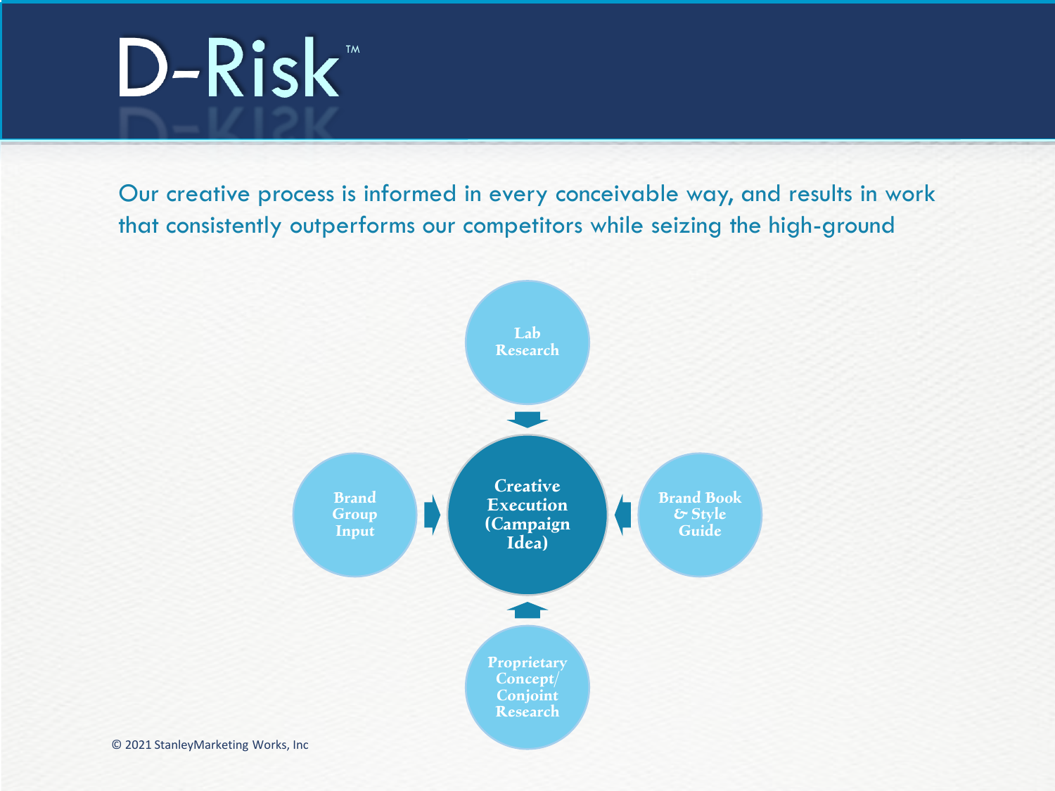# D-Risk™

Our creative process is informed in every conceivable way, and results in work that consistently outperforms our competitors while seizing the high-ground

Lab Research

Brand Group Input

Creative Execution (Campaign Idea)

Brand Book & Style Guide

Proprietary Concept/ Conjoint Research

© 2021 StanleyMarketing Works, Inc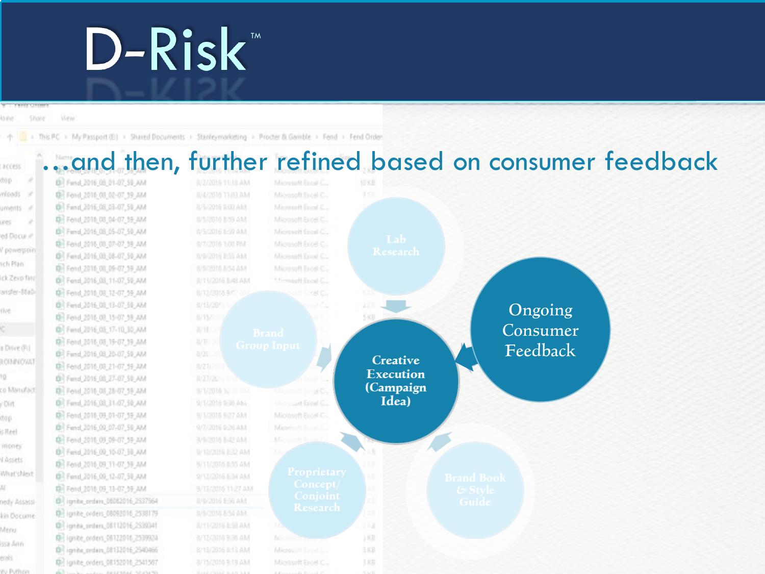# D-Risk™

…and then, further refined based on consumer feedback

- Lab Research
- Brand Group Input
- Creative Execution (Campaign Idea)
- Ongoing Consumer Feedback
- Proprietary Concept/ Conjoint Research
- Brand Book & Style Guide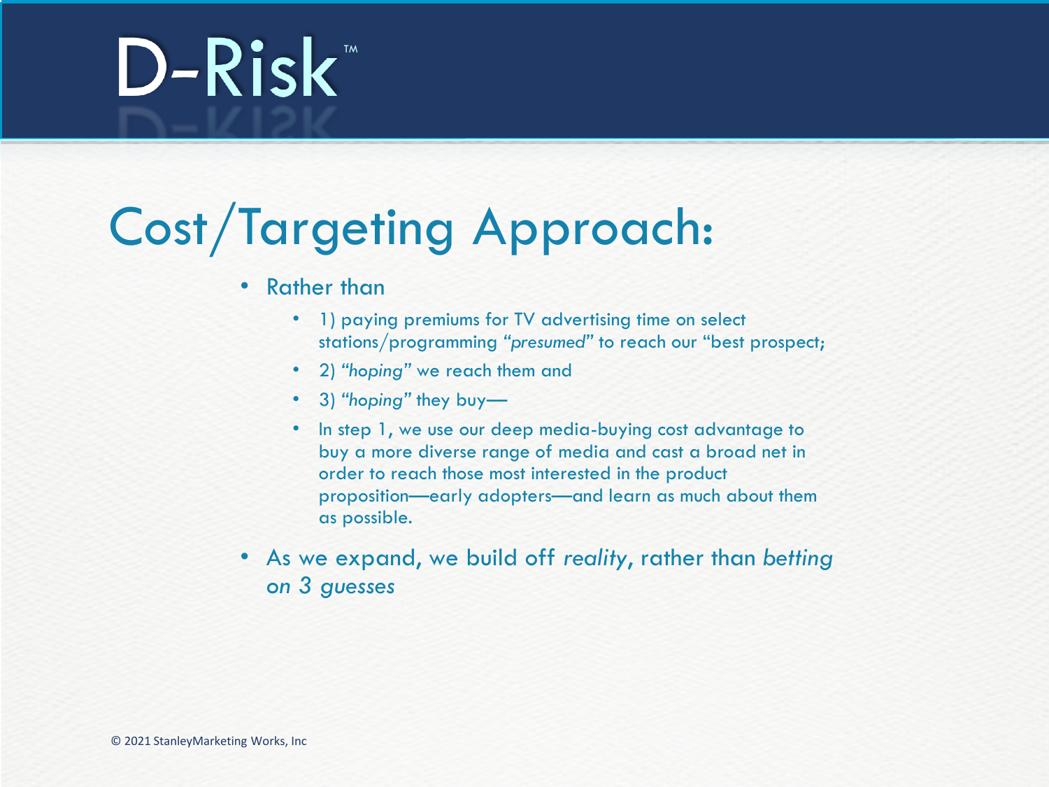# D-Risk™

## Cost/Targeting Approach:

- Rather than
  - 1) paying premiums for TV advertising time on select stations/programming *"presumed"* to reach our "best prospect;
  - 2) *"hoping"* we reach them and
  - 3) *"hoping"* they buy—
  - In step 1, we use our deep media-buying cost advantage to buy a more diverse range of media and cast a broad net in order to reach those most interested in the product proposition—early adopters—and learn as much about them as possible.
- As we expand, we build off *reality*, rather than *betting on 3 guesses*

© 2021 StanleyMarketing Works, Inc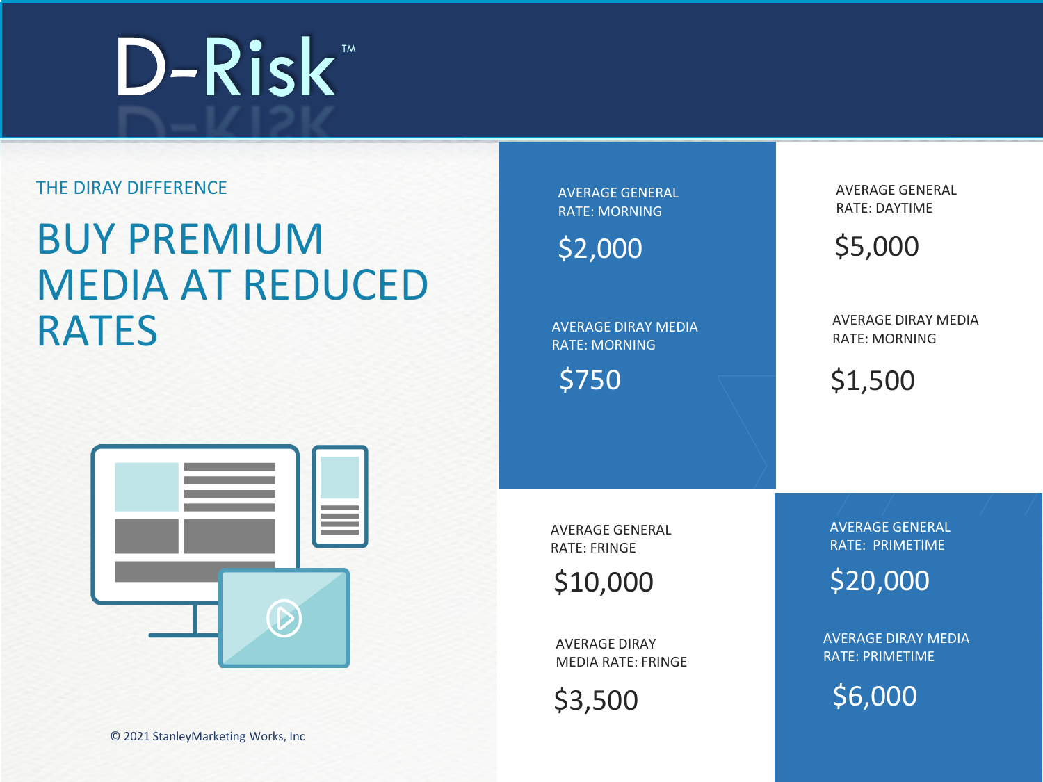# D-Risk™

THE DIRAY DIFFERENCE

## BUY PREMIUM MEDIA AT REDUCED RATES

AVERAGE GENERAL RATE: MORNING

$2,000

AVERAGE DIRAY MEDIA RATE: MORNING

$750

AVERAGE GENERAL RATE: DAYTIME

$5,000

AVERAGE DIRAY MEDIA RATE: MORNING

$1,500

AVERAGE GENERAL RATE: FRINGE

$10,000

AVERAGE DIRAY MEDIA RATE: FRINGE

$3,500

AVERAGE GENERAL RATE: PRIMETIME

$20,000

AVERAGE DIRAY MEDIA RATE: PRIMETIME

$6,000

© 2021 StanleyMarketing Works, Inc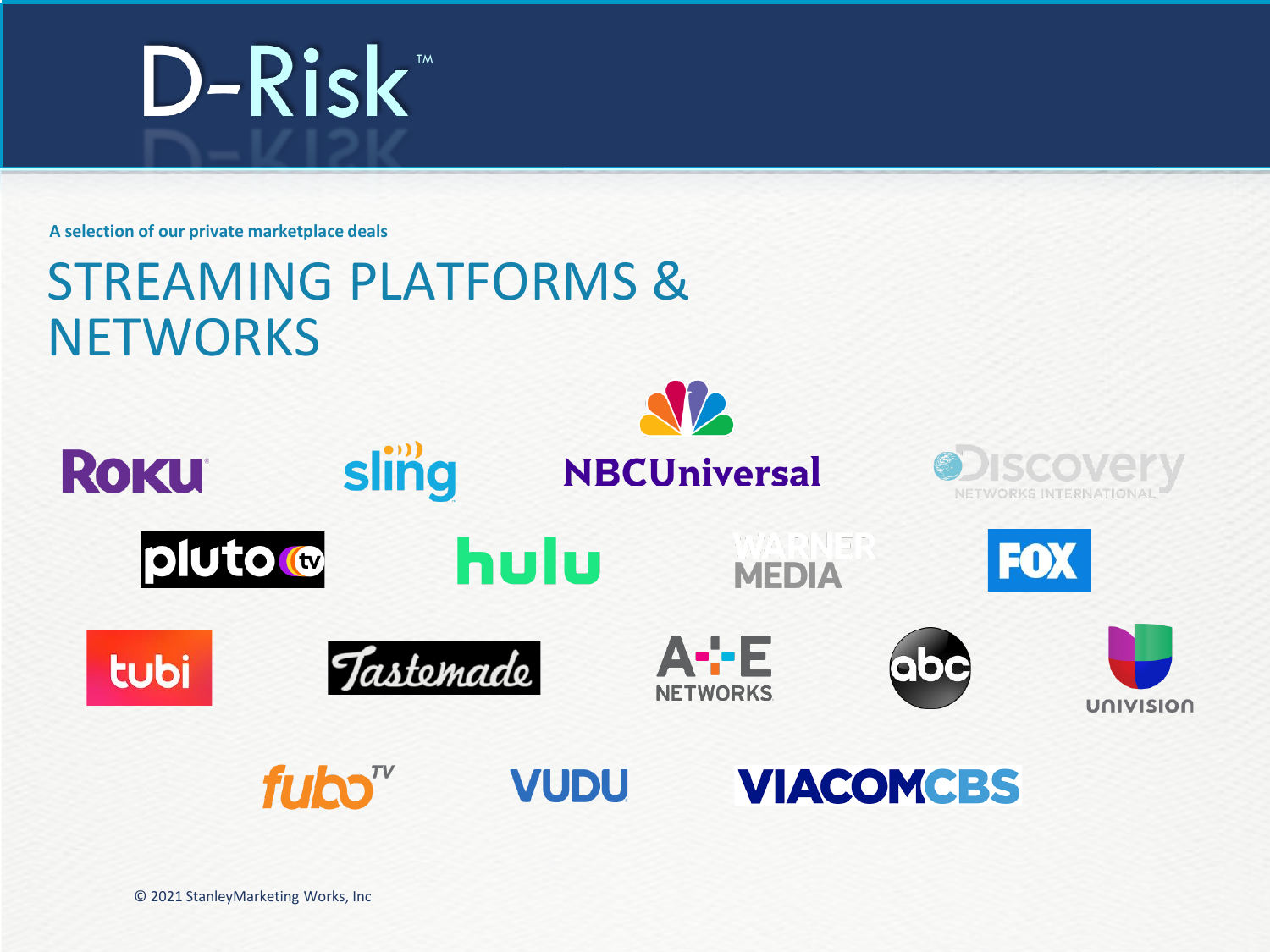# D-Risk™

A selection of our private marketplace deals

## STREAMING PLATFORMS & NETWORKS

Roku
sling
NBCUniversal
Discovery Networks International
pluto tv
hulu
WarnerMedia
FOX
tubi
Tastemade
A+E Networks
abc
Univision
fuboTV
VUDU
ViacomCBS

© 2021 StanleyMarketing Works, Inc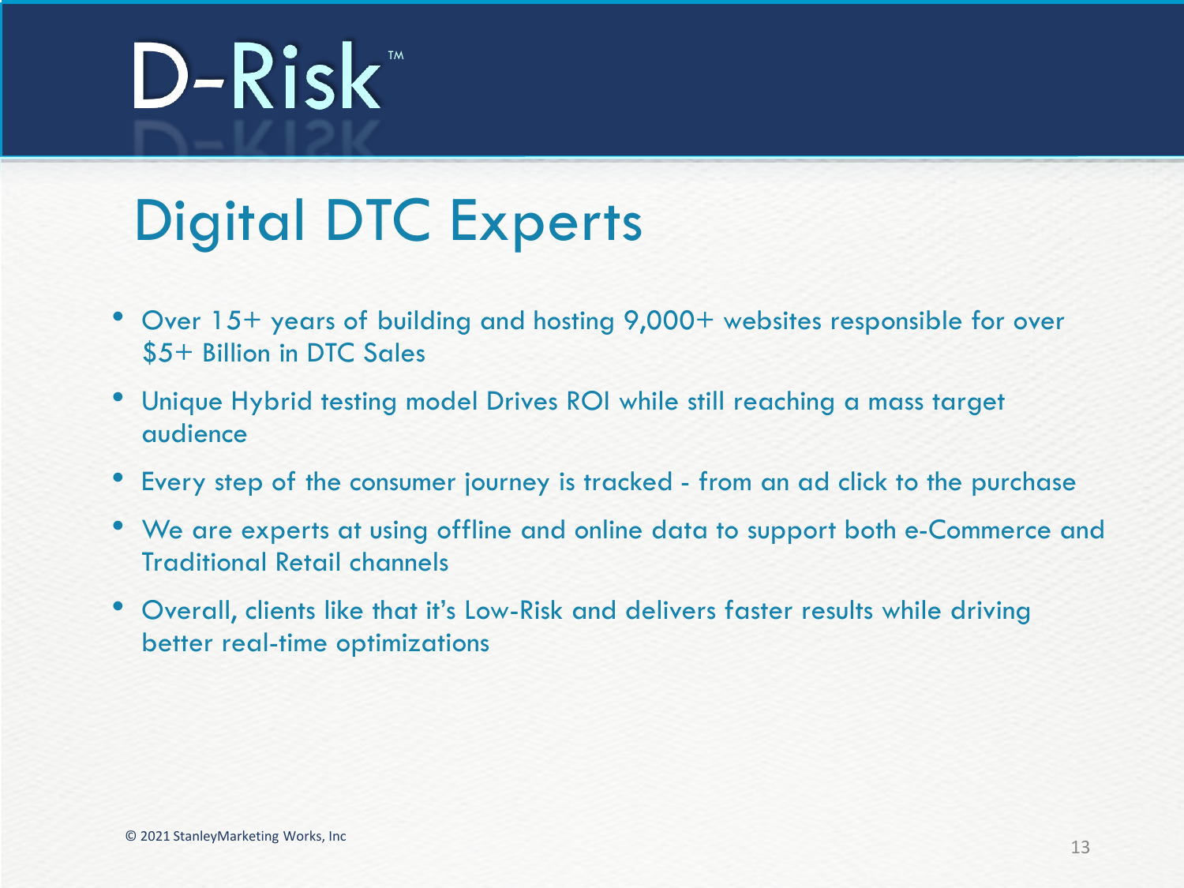# D-Risk™

## Digital DTC Experts

- Over 15+ years of building and hosting 9,000+ websites responsible for over $5+ Billion in DTC Sales
- Unique Hybrid testing model Drives ROI while still reaching a mass target audience
- Every step of the consumer journey is tracked - from an ad click to the purchase
- We are experts at using offline and online data to support both e-Commerce and Traditional Retail channels
- Overall, clients like that it's Low-Risk and delivers faster results while driving better real-time optimizations

© 2021 StanleyMarketing Works, Inc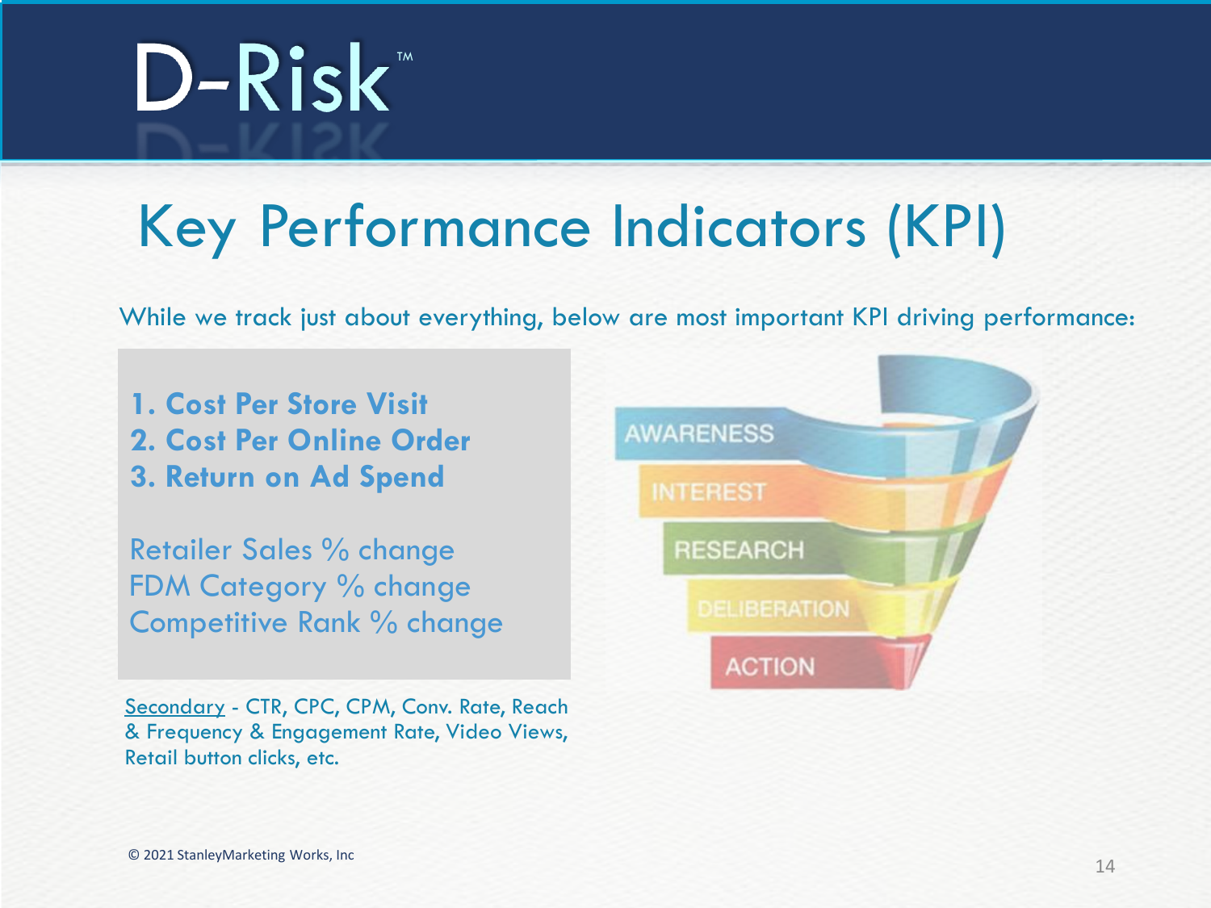# D-Risk™

## Key Performance Indicators (KPI)

While we track just about everything, below are most important KPI driving performance:

**1. Cost Per Store Visit**
**2. Cost Per Online Order**
**3. Return on Ad Spend**

Retailer Sales % change
FDM Category % change
Competitive Rank % change

Secondary - CTR, CPC, CPM, Conv. Rate, Reach & Frequency & Engagement Rate, Video Views, Retail button clicks, etc.

AWARENESS
INTEREST
RESEARCH
DELIBERATION
ACTION

© 2021 StanleyMarketing Works, Inc